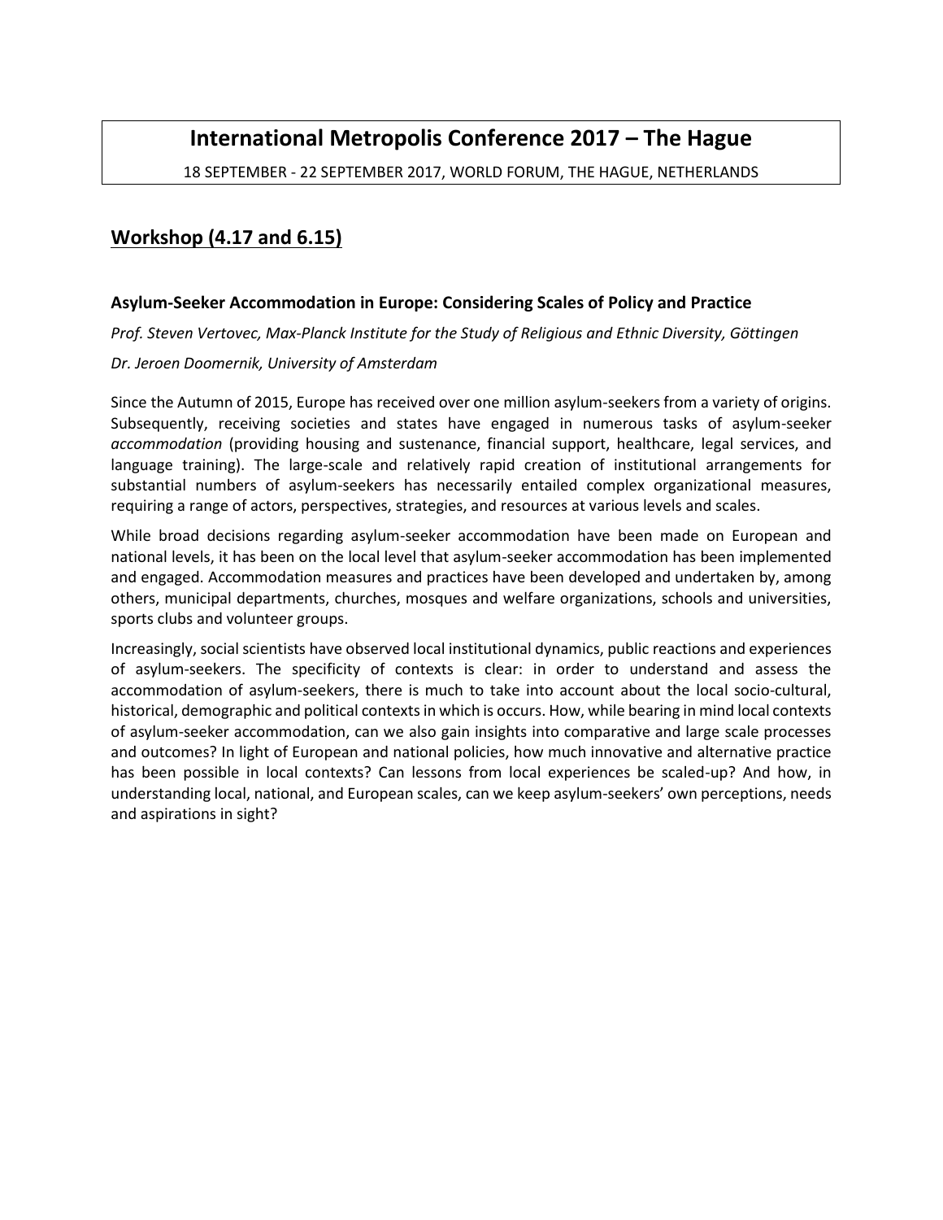# International Metropolis Conference 2017 – The Hague

18 SEPTEMBER - 22 SEPTEMBER 2017, WORLD FORUM, THE HAGUE, NETHERLANDS

## Workshop (4.17 and 6.15)

### Asylum-Seeker Accommodation in Europe: Considering Scales of Policy and Practice

*Prof. Steven Vertovec, Max-Planck Institute for the Study of Religious and Ethnic Diversity, Göttingen*

*Dr. Jeroen Doomernik, University of Amsterdam*

Since the Autumn of 2015, Europe has received over one million asylum-seekers from a variety of origins. Subsequently, receiving societies and states have engaged in numerous tasks of asylum-seeker *accommodation* (providing housing and sustenance, financial support, healthcare, legal services, and language training). The large-scale and relatively rapid creation of institutional arrangements for substantial numbers of asylum-seekers has necessarily entailed complex organizational measures, requiring a range of actors, perspectives, strategies, and resources at various levels and scales.

While broad decisions regarding asylum-seeker accommodation have been made on European and national levels, it has been on the local level that asylum-seeker accommodation has been implemented and engaged. Accommodation measures and practices have been developed and undertaken by, among others, municipal departments, churches, mosques and welfare organizations, schools and universities, sports clubs and volunteer groups.

Increasingly, social scientists have observed local institutional dynamics, public reactions and experiences of asylum-seekers. The specificity of contexts is clear: in order to understand and assess the accommodation of asylum-seekers, there is much to take into account about the local socio-cultural, historical, demographic and political contexts in which is occurs. How, while bearing in mind local contexts of asylum-seeker accommodation, can we also gain insights into comparative and large scale processes and outcomes? In light of European and national policies, how much innovative and alternative practice has been possible in local contexts? Can lessons from local experiences be scaled-up? And how, in understanding local, national, and European scales, can we keep asylum-seekers' own perceptions, needs and aspirations in sight?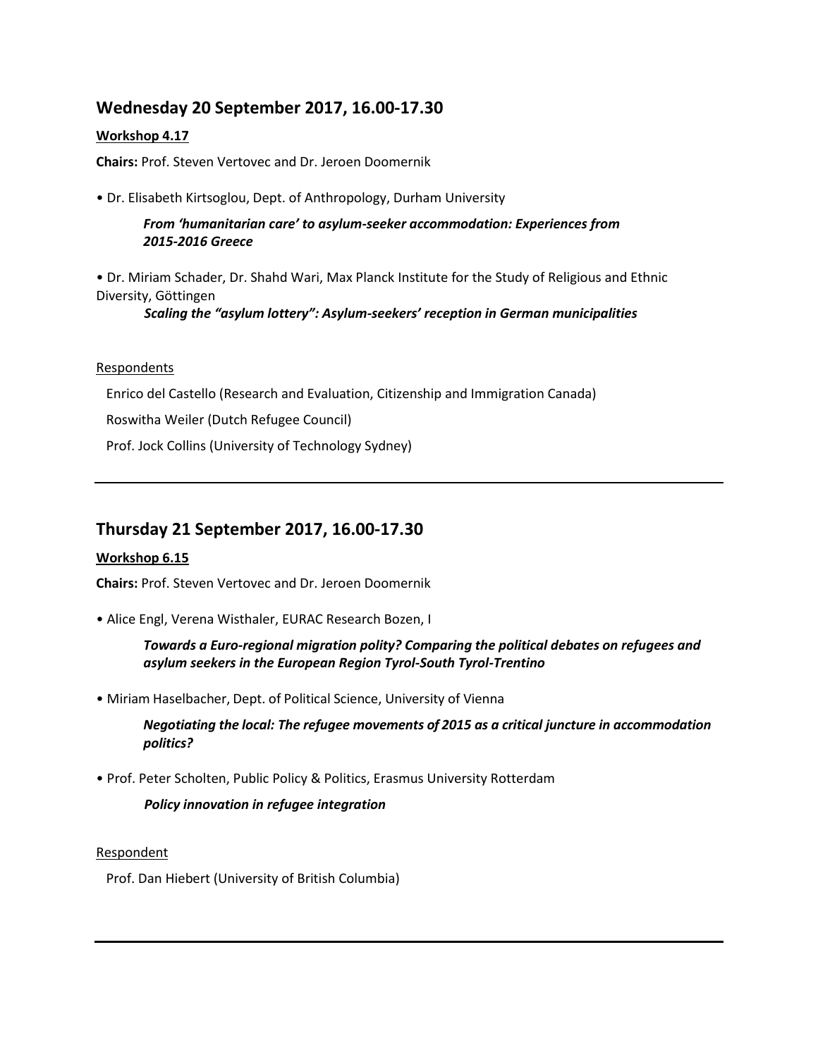## Wednesday 20 September 2017, 16.00-17.30

**Workshop 4.17**

**Chairs:** Prof. Steven Vertovec and Dr. Jeroen Doomernik

• Dr. Elisabeth Kirtsoglou, Dept. of Anthropology, Durham University

> ***From 'humanitarian care' to asylum-seeker accommodation: Experiences from 2015-2016 Greece***

• Dr. Miriam Schader, Dr. Shahd Wari, Max Planck Institute for the Study of Religious and Ethnic Diversity, Göttingen

> ***Scaling the "asylum lottery": Asylum-seekers' reception in German municipalities***

Respondents

Enrico del Castello (Research and Evaluation, Citizenship and Immigration Canada)

Roswitha Weiler (Dutch Refugee Council)

Prof. Jock Collins (University of Technology Sydney)

---

## Thursday 21 September 2017, 16.00-17.30

**Workshop 6.15**

**Chairs:** Prof. Steven Vertovec and Dr. Jeroen Doomernik

• Alice Engl, Verena Wisthaler, EURAC Research Bozen, I

> ***Towards a Euro-regional migration polity? Comparing the political debates on refugees and asylum seekers in the European Region Tyrol-South Tyrol-Trentino***

• Miriam Haselbacher, Dept. of Political Science, University of Vienna

> ***Negotiating the local: The refugee movements of 2015 as a critical juncture in accommodation politics?***

• Prof. Peter Scholten, Public Policy & Politics, Erasmus University Rotterdam

> ***Policy innovation in refugee integration***

Respondent

Prof. Dan Hiebert (University of British Columbia)

---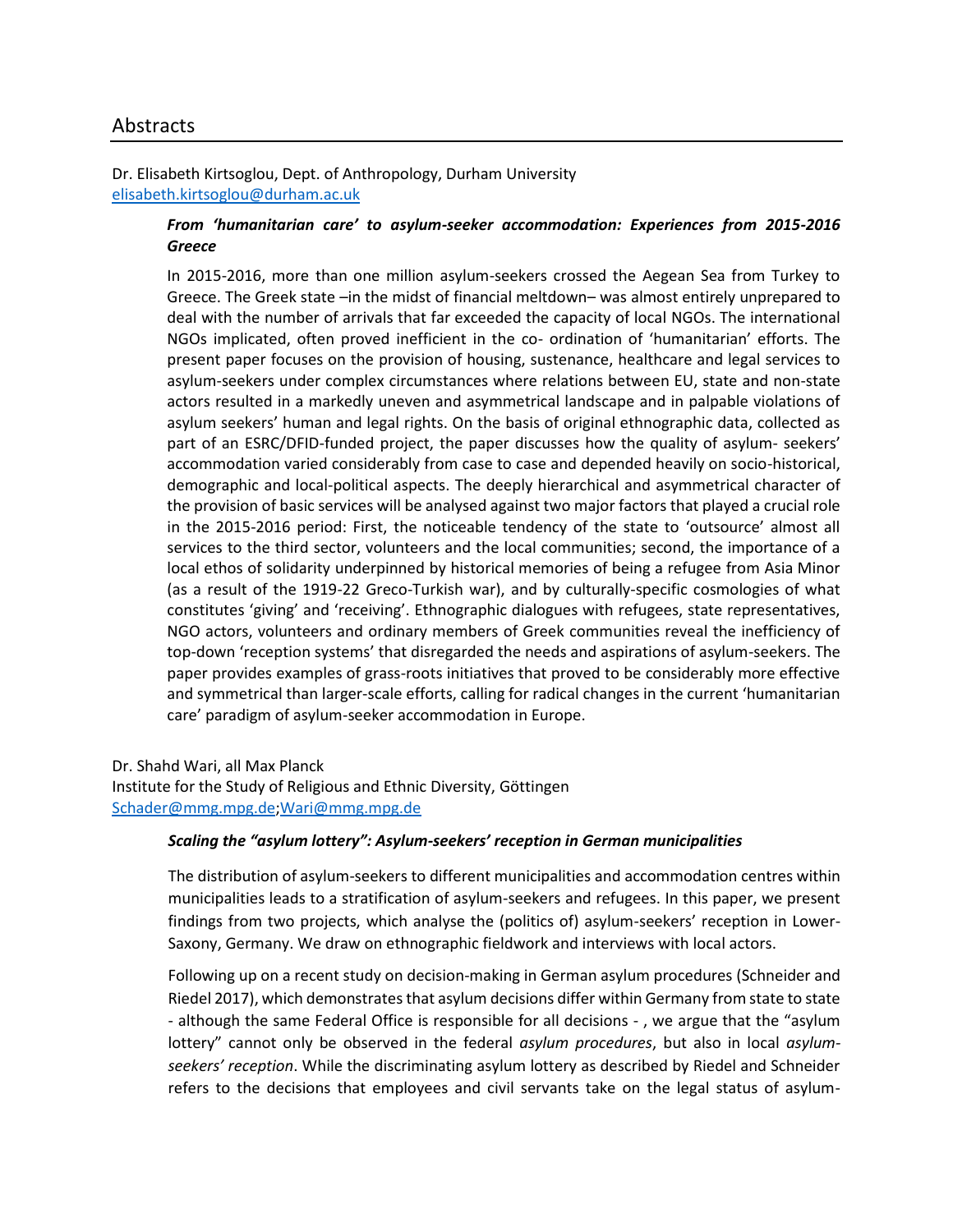# Abstracts

Dr. Elisabeth Kirtsoglou, Dept. of Anthropology, Durham University
elisabeth.kirtsoglou@durham.ac.uk

***From 'humanitarian care' to asylum-seeker accommodation: Experiences from 2015-2016 Greece***

In 2015-2016, more than one million asylum-seekers crossed the Aegean Sea from Turkey to Greece. The Greek state –in the midst of financial meltdown– was almost entirely unprepared to deal with the number of arrivals that far exceeded the capacity of local NGOs. The international NGOs implicated, often proved inefficient in the co- ordination of 'humanitarian' efforts. The present paper focuses on the provision of housing, sustenance, healthcare and legal services to asylum-seekers under complex circumstances where relations between EU, state and non-state actors resulted in a markedly uneven and asymmetrical landscape and in palpable violations of asylum seekers' human and legal rights. On the basis of original ethnographic data, collected as part of an ESRC/DFID-funded project, the paper discusses how the quality of asylum- seekers' accommodation varied considerably from case to case and depended heavily on socio-historical, demographic and local-political aspects. The deeply hierarchical and asymmetrical character of the provision of basic services will be analysed against two major factors that played a crucial role in the 2015-2016 period: First, the noticeable tendency of the state to 'outsource' almost all services to the third sector, volunteers and the local communities; second, the importance of a local ethos of solidarity underpinned by historical memories of being a refugee from Asia Minor (as a result of the 1919-22 Greco-Turkish war), and by culturally-specific cosmologies of what constitutes 'giving' and 'receiving'. Ethnographic dialogues with refugees, state representatives, NGO actors, volunteers and ordinary members of Greek communities reveal the inefficiency of top-down 'reception systems' that disregarded the needs and aspirations of asylum-seekers. The paper provides examples of grass-roots initiatives that proved to be considerably more effective and symmetrical than larger-scale efforts, calling for radical changes in the current 'humanitarian care' paradigm of asylum-seeker accommodation in Europe.

Dr. Shahd Wari, all Max Planck
Institute for the Study of Religious and Ethnic Diversity, Göttingen
Schader@mmg.mpg.de;Wari@mmg.mpg.de

***Scaling the "asylum lottery": Asylum-seekers' reception in German municipalities***

The distribution of asylum-seekers to different municipalities and accommodation centres within municipalities leads to a stratification of asylum-seekers and refugees. In this paper, we present findings from two projects, which analyse the (politics of) asylum-seekers' reception in Lower-Saxony, Germany. We draw on ethnographic fieldwork and interviews with local actors.

Following up on a recent study on decision-making in German asylum procedures (Schneider and Riedel 2017), which demonstrates that asylum decisions differ within Germany from state to state - although the same Federal Office is responsible for all decisions - , we argue that the "asylum lottery" cannot only be observed in the federal *asylum procedures*, but also in local *asylum-seekers' reception*. While the discriminating asylum lottery as described by Riedel and Schneider refers to the decisions that employees and civil servants take on the legal status of asylum-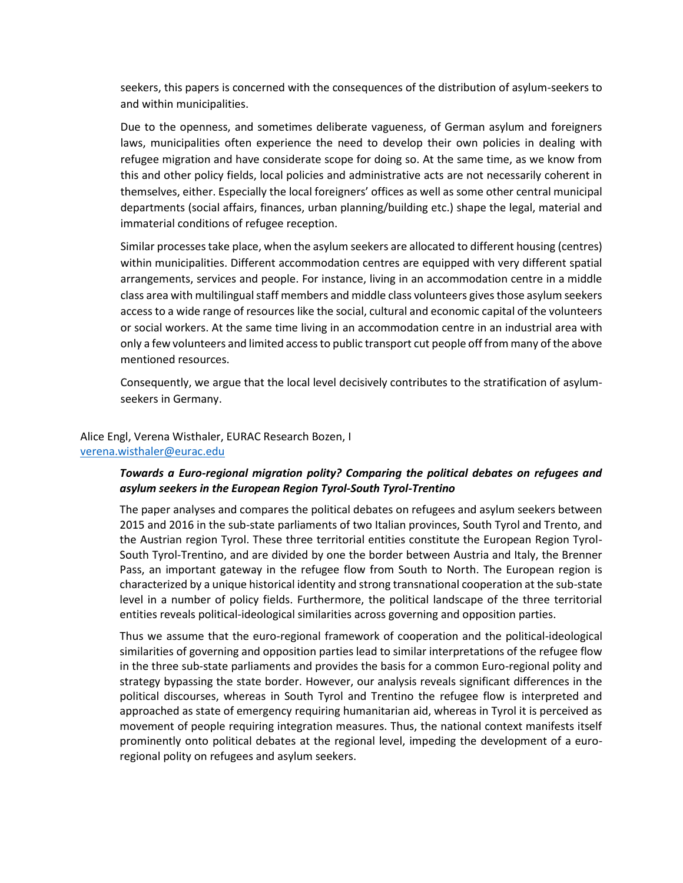seekers, this papers is concerned with the consequences of the distribution of asylum-seekers to and within municipalities.

Due to the openness, and sometimes deliberate vagueness, of German asylum and foreigners laws, municipalities often experience the need to develop their own policies in dealing with refugee migration and have considerate scope for doing so. At the same time, as we know from this and other policy fields, local policies and administrative acts are not necessarily coherent in themselves, either. Especially the local foreigners' offices as well as some other central municipal departments (social affairs, finances, urban planning/building etc.) shape the legal, material and immaterial conditions of refugee reception.

Similar processes take place, when the asylum seekers are allocated to different housing (centres) within municipalities. Different accommodation centres are equipped with very different spatial arrangements, services and people. For instance, living in an accommodation centre in a middle class area with multilingual staff members and middle class volunteers gives those asylum seekers access to a wide range of resources like the social, cultural and economic capital of the volunteers or social workers. At the same time living in an accommodation centre in an industrial area with only a few volunteers and limited access to public transport cut people off from many of the above mentioned resources.

Consequently, we argue that the local level decisively contributes to the stratification of asylum-seekers in Germany.

Alice Engl, Verena Wisthaler, EURAC Research Bozen, I
verena.wisthaler@eurac.edu

***Towards a Euro-regional migration polity? Comparing the political debates on refugees and asylum seekers in the European Region Tyrol-South Tyrol-Trentino***

The paper analyses and compares the political debates on refugees and asylum seekers between 2015 and 2016 in the sub-state parliaments of two Italian provinces, South Tyrol and Trento, and the Austrian region Tyrol. These three territorial entities constitute the European Region Tyrol-South Tyrol-Trentino, and are divided by one the border between Austria and Italy, the Brenner Pass, an important gateway in the refugee flow from South to North. The European region is characterized by a unique historical identity and strong transnational cooperation at the sub-state level in a number of policy fields. Furthermore, the political landscape of the three territorial entities reveals political-ideological similarities across governing and opposition parties.

Thus we assume that the euro-regional framework of cooperation and the political-ideological similarities of governing and opposition parties lead to similar interpretations of the refugee flow in the three sub-state parliaments and provides the basis for a common Euro-regional polity and strategy bypassing the state border. However, our analysis reveals significant differences in the political discourses, whereas in South Tyrol and Trentino the refugee flow is interpreted and approached as state of emergency requiring humanitarian aid, whereas in Tyrol it is perceived as movement of people requiring integration measures. Thus, the national context manifests itself prominently onto political debates at the regional level, impeding the development of a euro-regional polity on refugees and asylum seekers.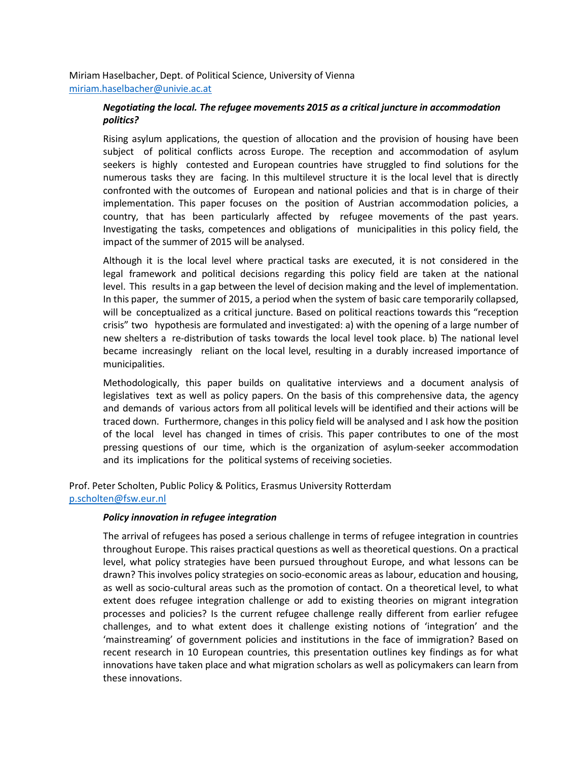Miriam Haselbacher, Dept. of Political Science, University of Vienna
miriam.haselbacher@univie.ac.at

***Negotiating the local. The refugee movements 2015 as a critical juncture in accommodation politics?***

Rising asylum applications, the question of allocation and the provision of housing have been subject of political conflicts across Europe. The reception and accommodation of asylum seekers is highly contested and European countries have struggled to find solutions for the numerous tasks they are facing. In this multilevel structure it is the local level that is directly confronted with the outcomes of European and national policies and that is in charge of their implementation. This paper focuses on the position of Austrian accommodation policies, a country, that has been particularly affected by refugee movements of the past years. Investigating the tasks, competences and obligations of municipalities in this policy field, the impact of the summer of 2015 will be analysed.

Although it is the local level where practical tasks are executed, it is not considered in the legal framework and political decisions regarding this policy field are taken at the national level. This results in a gap between the level of decision making and the level of implementation. In this paper, the summer of 2015, a period when the system of basic care temporarily collapsed, will be conceptualized as a critical juncture. Based on political reactions towards this "reception crisis" two hypothesis are formulated and investigated: a) with the opening of a large number of new shelters a re-distribution of tasks towards the local level took place. b) The national level became increasingly reliant on the local level, resulting in a durably increased importance of municipalities.

Methodologically, this paper builds on qualitative interviews and a document analysis of legislatives text as well as policy papers. On the basis of this comprehensive data, the agency and demands of various actors from all political levels will be identified and their actions will be traced down. Furthermore, changes in this policy field will be analysed and I ask how the position of the local level has changed in times of crisis. This paper contributes to one of the most pressing questions of our time, which is the organization of asylum-seeker accommodation and its implications for the political systems of receiving societies.

Prof. Peter Scholten, Public Policy & Politics, Erasmus University Rotterdam
p.scholten@fsw.eur.nl

***Policy innovation in refugee integration***

The arrival of refugees has posed a serious challenge in terms of refugee integration in countries throughout Europe. This raises practical questions as well as theoretical questions. On a practical level, what policy strategies have been pursued throughout Europe, and what lessons can be drawn? This involves policy strategies on socio-economic areas as labour, education and housing, as well as socio-cultural areas such as the promotion of contact. On a theoretical level, to what extent does refugee integration challenge or add to existing theories on migrant integration processes and policies? Is the current refugee challenge really different from earlier refugee challenges, and to what extent does it challenge existing notions of 'integration' and the 'mainstreaming' of government policies and institutions in the face of immigration? Based on recent research in 10 European countries, this presentation outlines key findings as for what innovations have taken place and what migration scholars as well as policymakers can learn from these innovations.